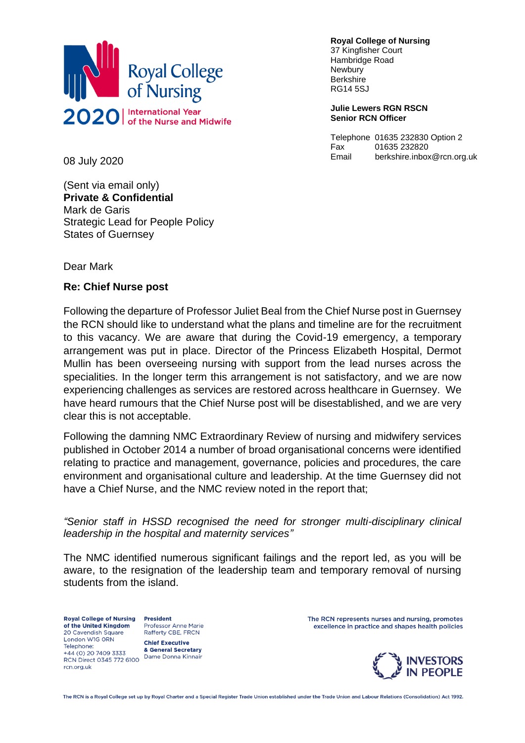Royal College of Nursing
2020 | International Year of the Nurse and Midwife

**Royal College of Nursing**
37 Kingfisher Court
Hambridge Road
Newbury
Berkshire
RG14 5SJ

**Julie Lewers RGN RSCN**
**Senior RCN Officer**

Telephone 01635 232830 Option 2
Fax 01635 232820
Email berkshire.inbox@rcn.org.uk

08 July 2020

(Sent via email only)
**Private & Confidential**
Mark de Garis
Strategic Lead for People Policy
States of Guernsey

Dear Mark

**Re: Chief Nurse post**

Following the departure of Professor Juliet Beal from the Chief Nurse post in Guernsey the RCN should like to understand what the plans and timeline are for the recruitment to this vacancy. We are aware that during the Covid-19 emergency, a temporary arrangement was put in place. Director of the Princess Elizabeth Hospital, Dermot Mullin has been overseeing nursing with support from the lead nurses across the specialities. In the longer term this arrangement is not satisfactory, and we are now experiencing challenges as services are restored across healthcare in Guernsey. We have heard rumours that the Chief Nurse post will be disestablished, and we are very clear this is not acceptable.

Following the damning NMC Extraordinary Review of nursing and midwifery services published in October 2014 a number of broad organisational concerns were identified relating to practice and management, governance, policies and procedures, the care environment and organisational culture and leadership. At the time Guernsey did not have a Chief Nurse, and the NMC review noted in the report that;

*"Senior staff in HSSD recognised the need for stronger multi-disciplinary clinical leadership in the hospital and maternity services"*

The NMC identified numerous significant failings and the report led, as you will be aware, to the resignation of the leadership team and temporary removal of nursing students from the island.

**Royal College of Nursing of the United Kingdom**
20 Cavendish Square
London W1G 0RN
Telephone: +44 (0) 20 7409 3333
RCN Direct 0345 772 6100
rcn.org.uk

**President**
Professor Anne Marie Rafferty CBE, FRCN

**Chief Executive & General Secretary**
Dame Donna Kinnair

The RCN represents nurses and nursing, promotes excellence in practice and shapes health policies

INVESTORS IN PEOPLE

The RCN is a Royal College set up by Royal Charter and a Special Register Trade Union established under the Trade Union and Labour Relations (Consolidation) Act 1992.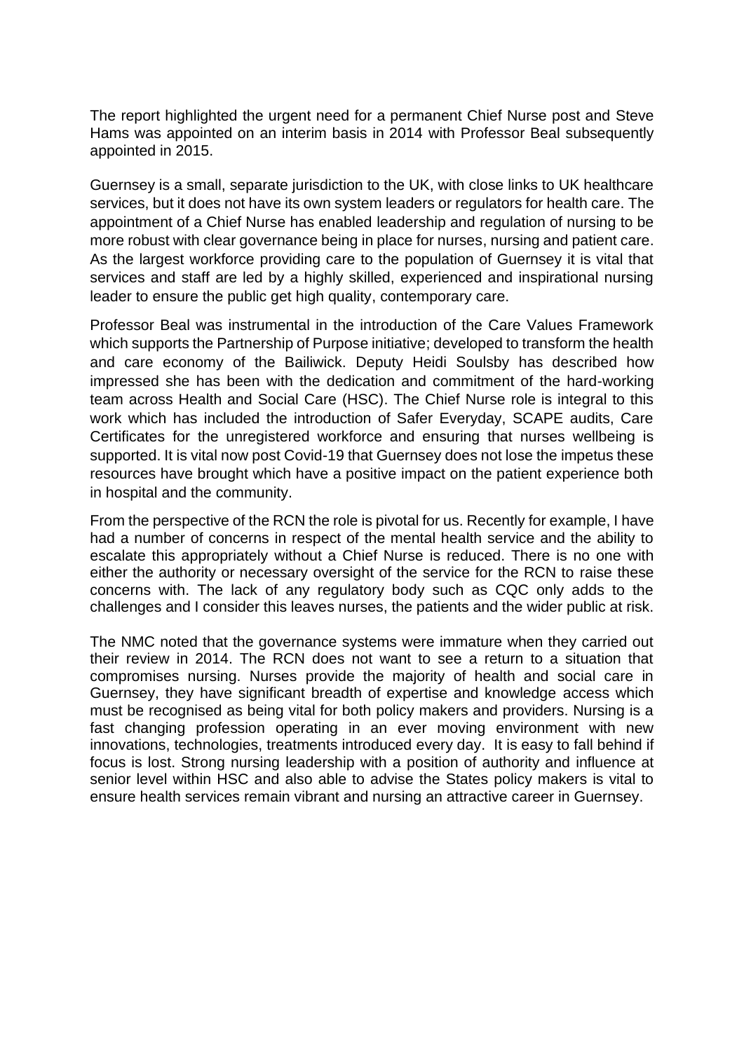The report highlighted the urgent need for a permanent Chief Nurse post and Steve Hams was appointed on an interim basis in 2014 with Professor Beal subsequently appointed in 2015.

Guernsey is a small, separate jurisdiction to the UK, with close links to UK healthcare services, but it does not have its own system leaders or regulators for health care. The appointment of a Chief Nurse has enabled leadership and regulation of nursing to be more robust with clear governance being in place for nurses, nursing and patient care. As the largest workforce providing care to the population of Guernsey it is vital that services and staff are led by a highly skilled, experienced and inspirational nursing leader to ensure the public get high quality, contemporary care.

Professor Beal was instrumental in the introduction of the Care Values Framework which supports the Partnership of Purpose initiative; developed to transform the health and care economy of the Bailiwick. Deputy Heidi Soulsby has described how impressed she has been with the dedication and commitment of the hard-working team across Health and Social Care (HSC). The Chief Nurse role is integral to this work which has included the introduction of Safer Everyday, SCAPE audits, Care Certificates for the unregistered workforce and ensuring that nurses wellbeing is supported. It is vital now post Covid-19 that Guernsey does not lose the impetus these resources have brought which have a positive impact on the patient experience both in hospital and the community.

From the perspective of the RCN the role is pivotal for us. Recently for example, I have had a number of concerns in respect of the mental health service and the ability to escalate this appropriately without a Chief Nurse is reduced. There is no one with either the authority or necessary oversight of the service for the RCN to raise these concerns with. The lack of any regulatory body such as CQC only adds to the challenges and I consider this leaves nurses, the patients and the wider public at risk.

The NMC noted that the governance systems were immature when they carried out their review in 2014. The RCN does not want to see a return to a situation that compromises nursing. Nurses provide the majority of health and social care in Guernsey, they have significant breadth of expertise and knowledge access which must be recognised as being vital for both policy makers and providers. Nursing is a fast changing profession operating in an ever moving environment with new innovations, technologies, treatments introduced every day. It is easy to fall behind if focus is lost. Strong nursing leadership with a position of authority and influence at senior level within HSC and also able to advise the States policy makers is vital to ensure health services remain vibrant and nursing an attractive career in Guernsey.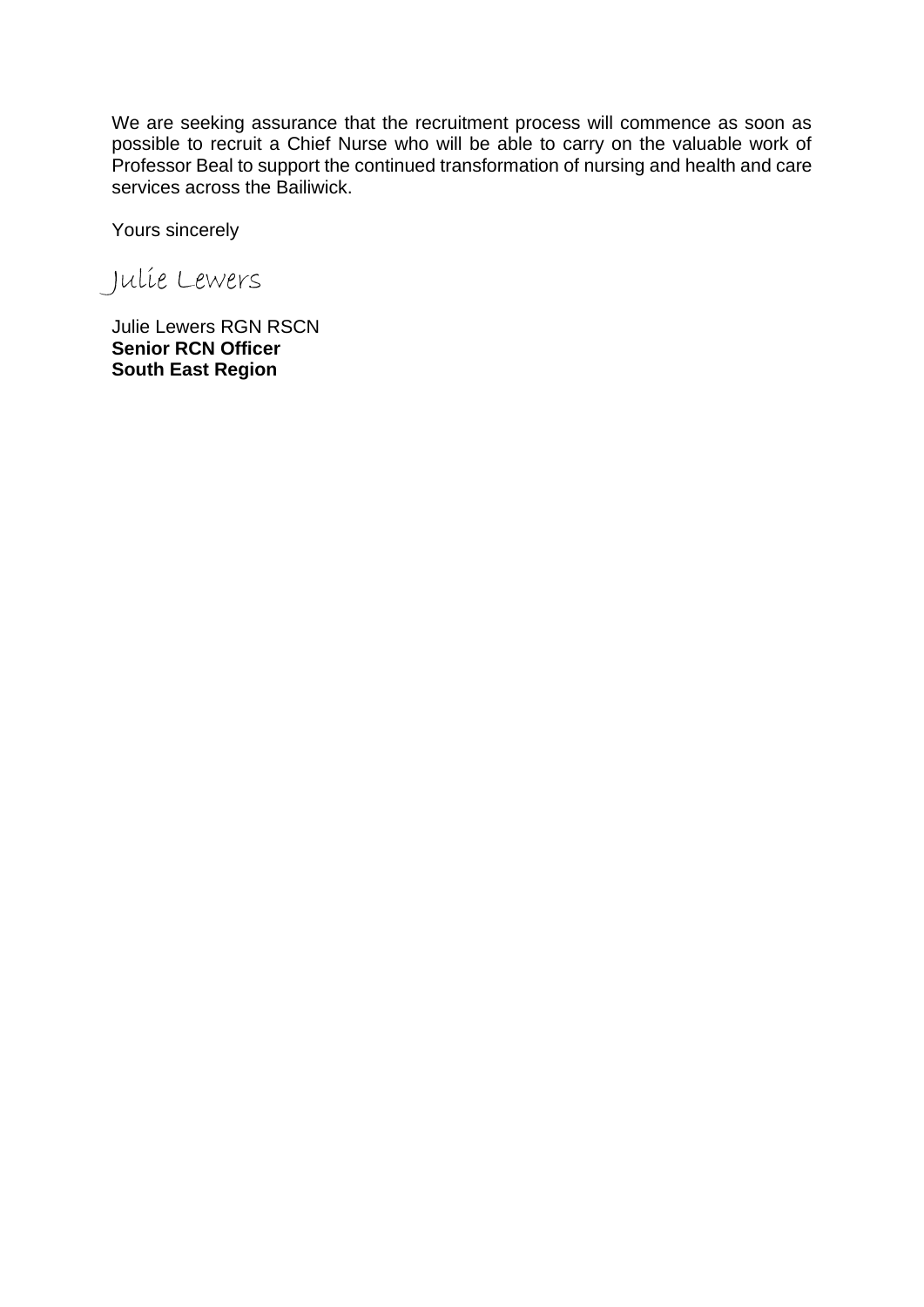We are seeking assurance that the recruitment process will commence as soon as possible to recruit a Chief Nurse who will be able to carry on the valuable work of Professor Beal to support the continued transformation of nursing and health and care services across the Bailiwick.

Yours sincerely

Julie Lewers

Julie Lewers RGN RSCN
**Senior RCN Officer**
**South East Region**